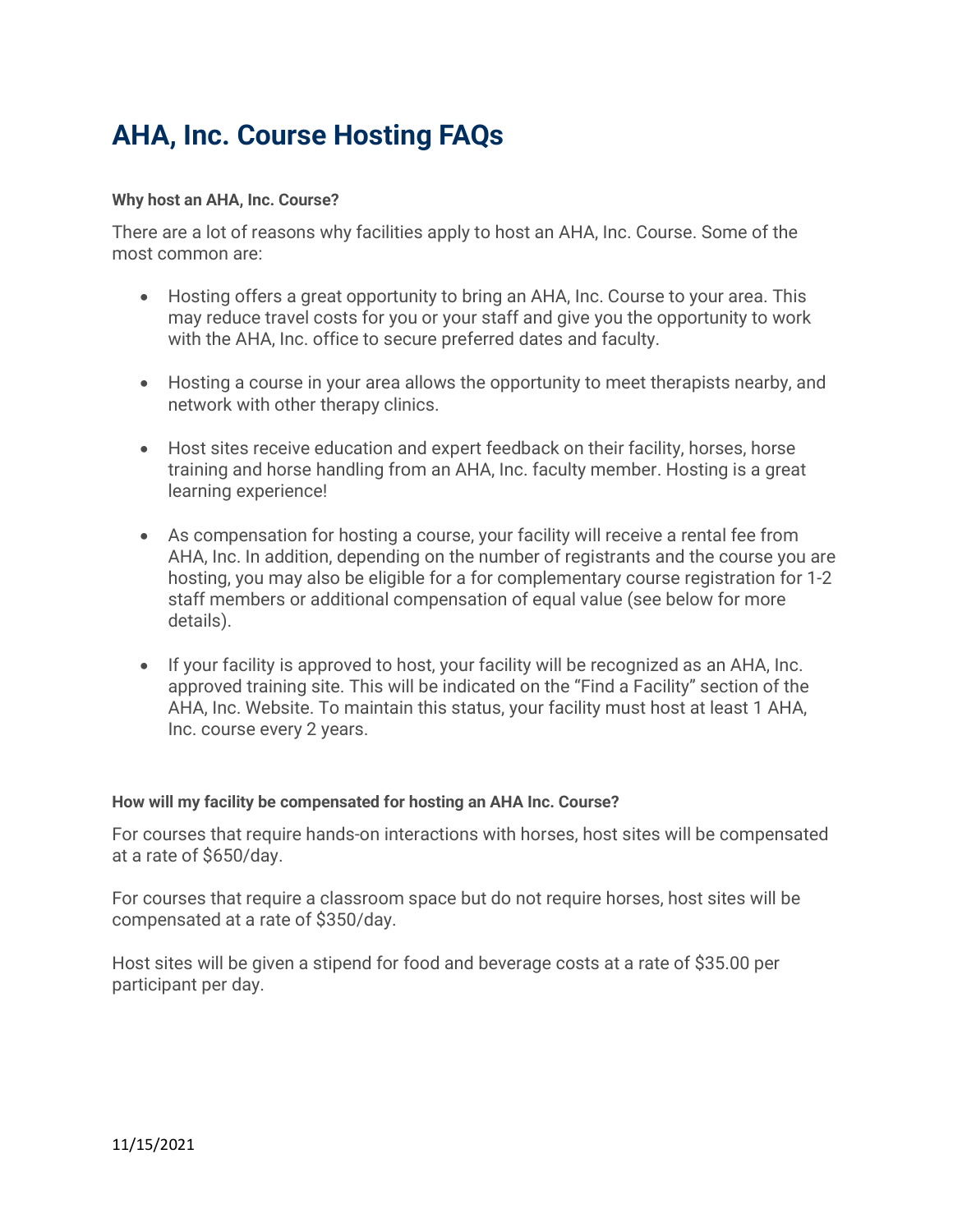# AHA, Inc. Course Hosting FAQs

**Why host an AHA, Inc. Course?**

There are a lot of reasons why facilities apply to host an AHA, Inc. Course. Some of the most common are:

- Hosting offers a great opportunity to bring an AHA, Inc. Course to your area. This may reduce travel costs for you or your staff and give you the opportunity to work with the AHA, Inc. office to secure preferred dates and faculty.
- Hosting a course in your area allows the opportunity to meet therapists nearby, and network with other therapy clinics.
- Host sites receive education and expert feedback on their facility, horses, horse training and horse handling from an AHA, Inc. faculty member. Hosting is a great learning experience!
- As compensation for hosting a course, your facility will receive a rental fee from AHA, Inc. In addition, depending on the number of registrants and the course you are hosting, you may also be eligible for a for complementary course registration for 1-2 staff members or additional compensation of equal value (see below for more details).
- If your facility is approved to host, your facility will be recognized as an AHA, Inc. approved training site. This will be indicated on the "Find a Facility" section of the AHA, Inc. Website. To maintain this status, your facility must host at least 1 AHA, Inc. course every 2 years.

**How will my facility be compensated for hosting an AHA Inc. Course?**

For courses that require hands-on interactions with horses, host sites will be compensated at a rate of $650/day.

For courses that require a classroom space but do not require horses, host sites will be compensated at a rate of $350/day.

Host sites will be given a stipend for food and beverage costs at a rate of $35.00 per participant per day.

11/15/2021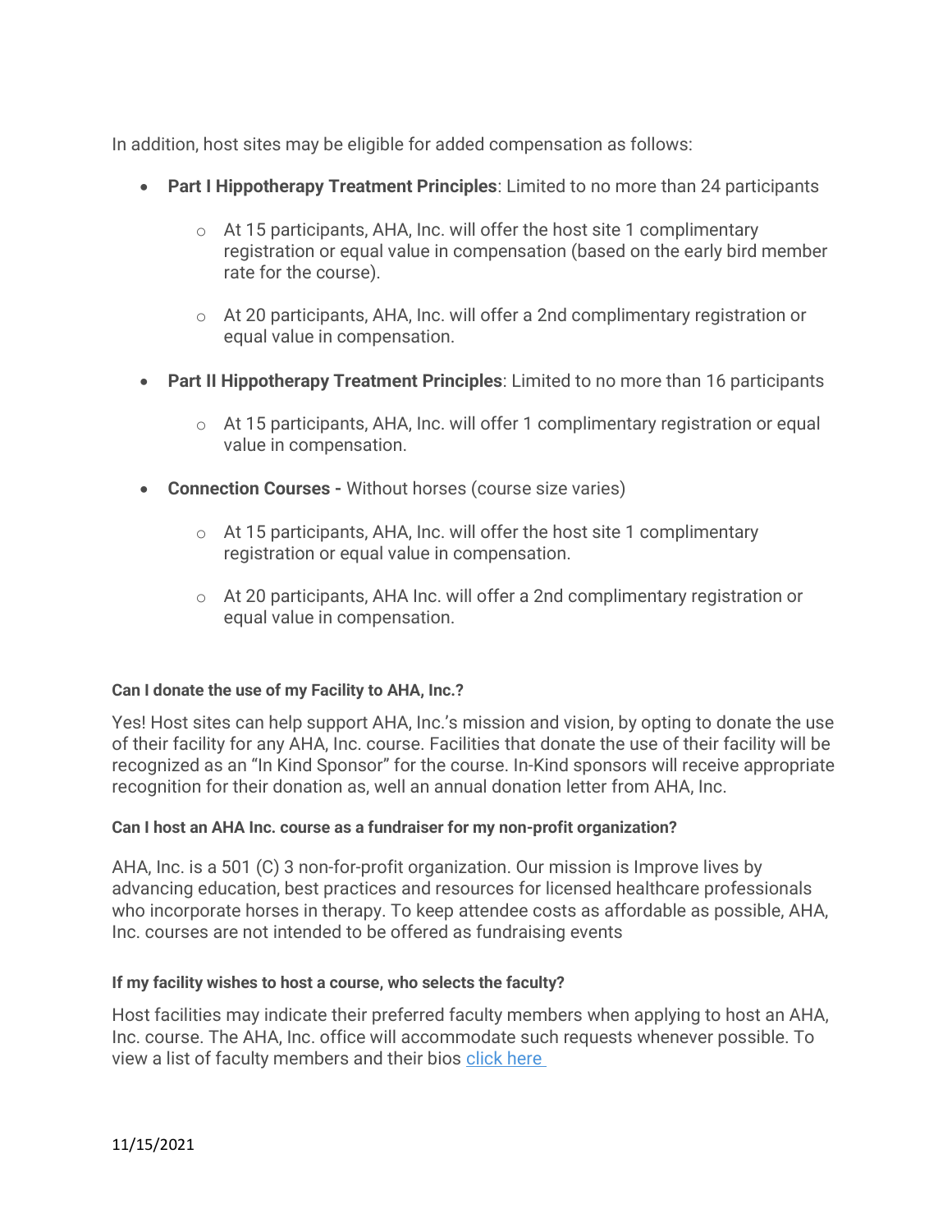In addition, host sites may be eligible for added compensation as follows:

- **Part I Hippotherapy Treatment Principles**: Limited to no more than 24 participants
  - At 15 participants, AHA, Inc. will offer the host site 1 complimentary registration or equal value in compensation (based on the early bird member rate for the course).
  - At 20 participants, AHA, Inc. will offer a 2nd complimentary registration or equal value in compensation.
- **Part II Hippotherapy Treatment Principles**: Limited to no more than 16 participants
  - At 15 participants, AHA, Inc. will offer 1 complimentary registration or equal value in compensation.
- **Connection Courses -** Without horses (course size varies)
  - At 15 participants, AHA, Inc. will offer the host site 1 complimentary registration or equal value in compensation.
  - At 20 participants, AHA Inc. will offer a 2nd complimentary registration or equal value in compensation.

#### Can I donate the use of my Facility to AHA, Inc.?

Yes! Host sites can help support AHA, Inc.'s mission and vision, by opting to donate the use of their facility for any AHA, Inc. course. Facilities that donate the use of their facility will be recognized as an "In Kind Sponsor" for the course. In-Kind sponsors will receive appropriate recognition for their donation as, well an annual donation letter from AHA, Inc.

#### Can I host an AHA Inc. course as a fundraiser for my non-profit organization?

AHA, Inc. is a 501 (C) 3 non-for-profit organization. Our mission is Improve lives by advancing education, best practices and resources for licensed healthcare professionals who incorporate horses in therapy. To keep attendee costs as affordable as possible, AHA, Inc. courses are not intended to be offered as fundraising events

#### If my facility wishes to host a course, who selects the faculty?

Host facilities may indicate their preferred faculty members when applying to host an AHA, Inc. course. The AHA, Inc. office will accommodate such requests whenever possible. To view a list of faculty members and their bios click here

11/15/2021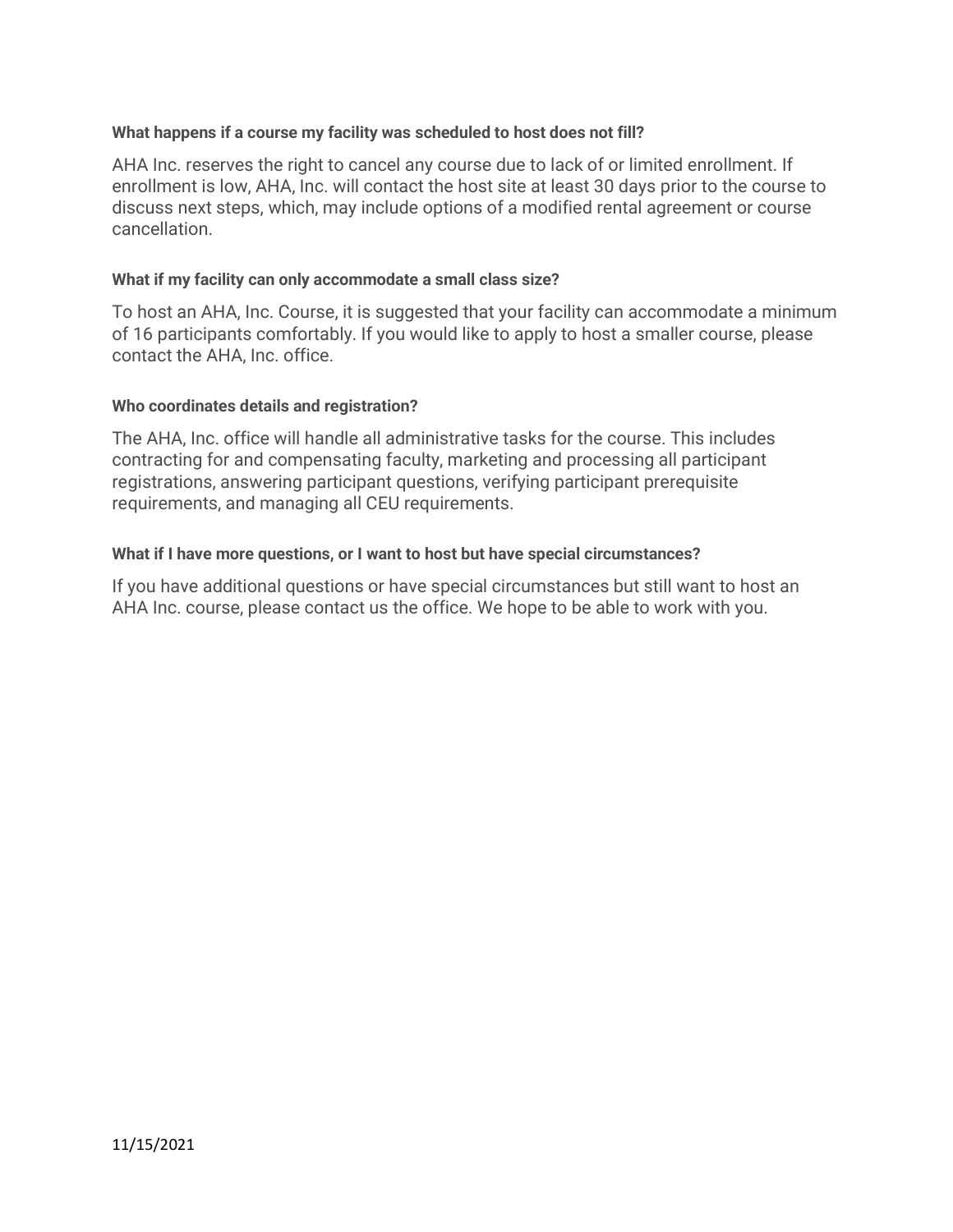**What happens if a course my facility was scheduled to host does not fill?**

AHA Inc. reserves the right to cancel any course due to lack of or limited enrollment. If enrollment is low, AHA, Inc. will contact the host site at least 30 days prior to the course to discuss next steps, which, may include options of a modified rental agreement or course cancellation.

**What if my facility can only accommodate a small class size?**

To host an AHA, Inc. Course, it is suggested that your facility can accommodate a minimum of 16 participants comfortably. If you would like to apply to host a smaller course, please contact the AHA, Inc. office.

**Who coordinates details and registration?**

The AHA, Inc. office will handle all administrative tasks for the course. This includes contracting for and compensating faculty, marketing and processing all participant registrations, answering participant questions, verifying participant prerequisite requirements, and managing all CEU requirements.

**What if I have more questions, or I want to host but have special circumstances?**

If you have additional questions or have special circumstances but still want to host an AHA Inc. course, please contact us the office. We hope to be able to work with you.

11/15/2021